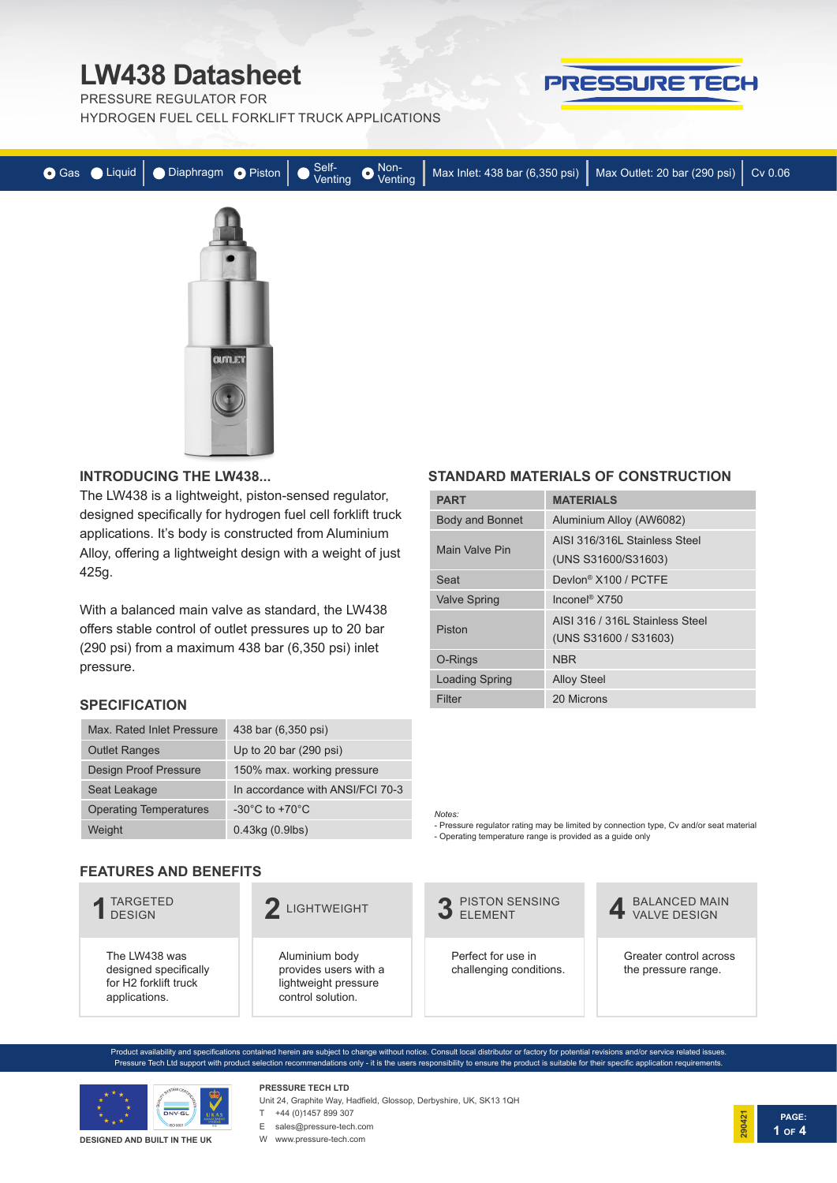# LW438 Datasheet

PRESSURE REGULATOR FOR HYDROGEN FUEL CELL FORKLIFT TRUCK APPLICATIONS

PRESSURE TECH

● Gas ○ Liquid | ○ Diaphragm ● Piston | ○ Self-Venting ● Non-Venting | Max Inlet: 438 bar (6,350 psi) | Max Outlet: 20 bar (290 psi) | Cv 0.06

## INTRODUCING THE LW438...

The LW438 is a lightweight, piston-sensed regulator, designed specifically for hydrogen fuel cell forklift truck applications. It's body is constructed from Aluminium Alloy, offering a lightweight design with a weight of just 425g.

With a balanced main valve as standard, the LW438 offers stable control of outlet pressures up to 20 bar (290 psi) from a maximum 438 bar (6,350 psi) inlet pressure.

## SPECIFICATION

| | |
|---|---|
| Max. Rated Inlet Pressure | 438 bar (6,350 psi) |
| Outlet Ranges | Up to 20 bar (290 psi) |
| Design Proof Pressure | 150% max. working pressure |
| Seat Leakage | In accordance with ANSI/FCI 70-3 |
| Operating Temperatures | -30°C to +70°C |
| Weight | 0.43kg (0.9lbs) |

## STANDARD MATERIALS OF CONSTRUCTION

| PART | MATERIALS |
|---|---|
| Body and Bonnet | Aluminium Alloy (AW6082) |
| Main Valve Pin | AISI 316/316L Stainless Steel (UNS S31600/S31603) |
| Seat | Devlon® X100 / PCTFE |
| Valve Spring | Inconel® X750 |
| Piston | AISI 316 / 316L Stainless Steel (UNS S31600 / S31603) |
| O-Rings | NBR |
| Loading Spring | Alloy Steel |
| Filter | 20 Microns |

*Notes:*
- Pressure regulator rating may be limited by connection type, Cv and/or seat material
- Operating temperature range is provided as a guide only

## FEATURES AND BENEFITS

**1 TARGETED DESIGN**
The LW438 was designed specifically for H2 forklift truck applications.

**2 LIGHTWEIGHT**
Aluminium body provides users with a lightweight pressure control solution.

**3 PISTON SENSING ELEMENT**
Perfect for use in challenging conditions.

**4 BALANCED MAIN VALVE DESIGN**
Greater control across the pressure range.

Product availability and specifications contained herein are subject to change without notice. Consult local distributor or factory for potential revisions and/or service related issues. Pressure Tech Ltd support with product selection recommendations only - it is the users responsibility to ensure the product is suitable for their specific application requirements.

DESIGNED AND BUILT IN THE UK

**PRESSURE TECH LTD**
Unit 24, Graphite Way, Hadfield, Glossop, Derbyshire, UK, SK13 1QH
T +44 (0)1457 899 307
E sales@pressure-tech.com
W www.pressure-tech.com

290421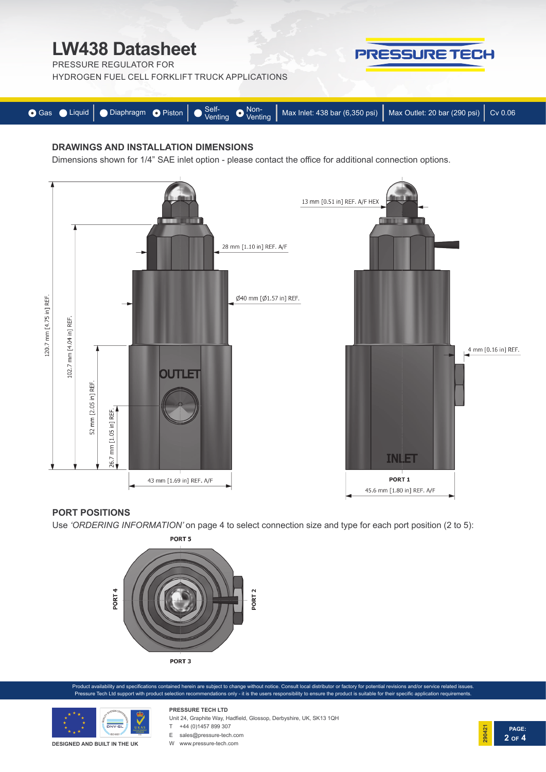# LW438 Datasheet

PRESSURE REGULATOR FOR
HYDROGEN FUEL CELL FORKLIFT TRUCK APPLICATIONS

● Gas ○ Liquid | ○ Diaphragm ● Piston | ○ Self-Venting ● Non-Venting | Max Inlet: 438 bar (6,350 psi) | Max Outlet: 20 bar (290 psi) | Cv 0.06

## DRAWINGS AND INSTALLATION DIMENSIONS

Dimensions shown for 1/4" SAE inlet option - please contact the office for additional connection options.

120.7 mm [4.75 in] REF.
102.7 mm [4.04 in] REF.
52 mm [2.05 in] REF.
26.7 mm [1.05 in] REF.
28 mm [1.10 in] REF. A/F
Ø40 mm [Ø1.57 in] REF.
OUTLET
43 mm [1.69 in] REF. A/F
13 mm [0.51 in] REF. A/F HEX
4 mm [0.16 in] REF.
INLET
PORT 1
45.6 mm [1.80 in] REF. A/F

## PORT POSITIONS

Use *'ORDERING INFORMATION'* on page 4 to select connection size and type for each port position (2 to 5):

PORT 5
PORT 4
PORT 2
PORT 3

Product availability and specifications contained herein are subject to change without notice. Consult local distributor or factory for potential revisions and/or service related issues. Pressure Tech Ltd support with product selection recommendations only - it is the users responsibility to ensure the product is suitable for their specific application requirements.

DESIGNED AND BUILT IN THE UK

**PRESSURE TECH LTD**
Unit 24, Graphite Way, Hadfield, Glossop, Derbyshire, UK, SK13 1QH
T +44 (0)1457 899 307
E sales@pressure-tech.com
W www.pressure-tech.com

290421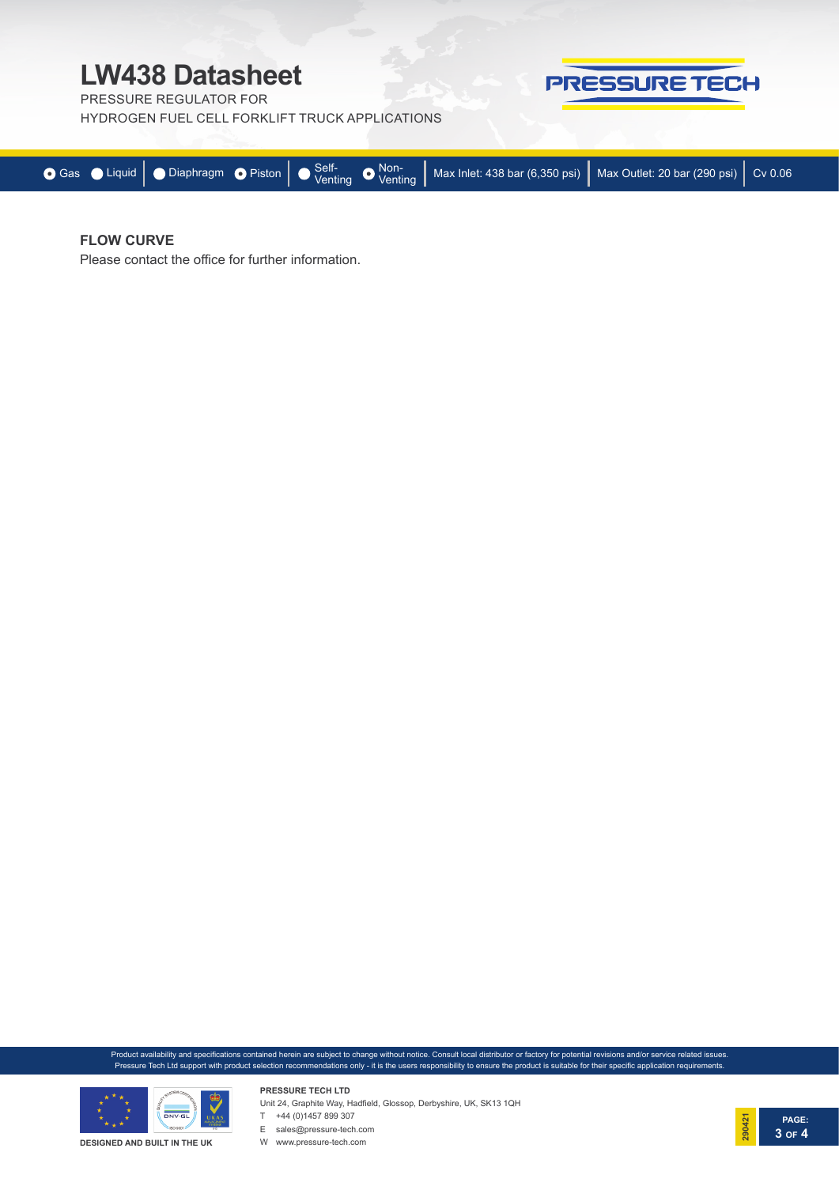## FLOW CURVE

Please contact the office for further information.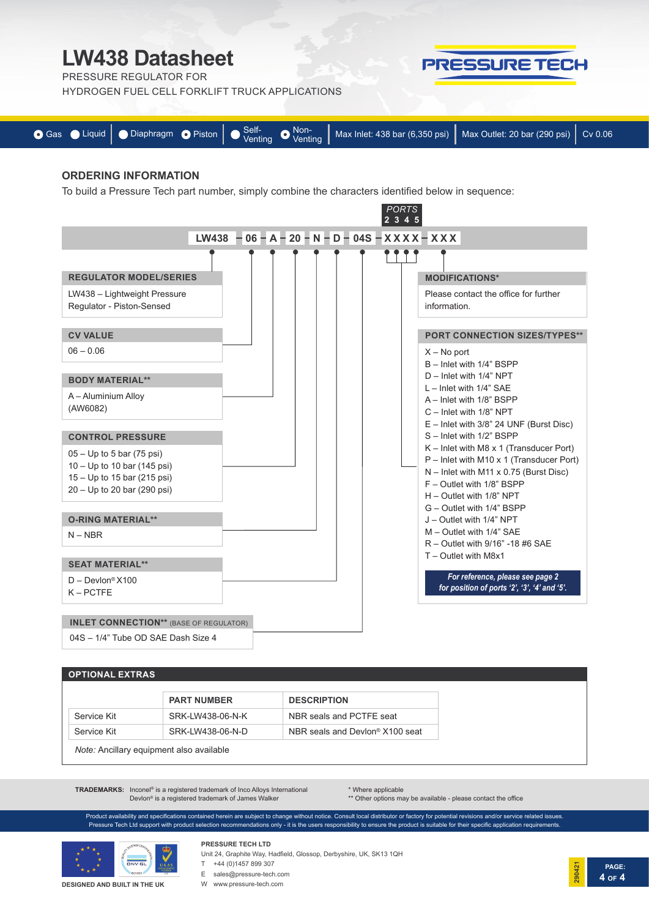# LW438 Datasheet

PRESSURE REGULATOR FOR
HYDROGEN FUEL CELL FORKLIFT TRUCK APPLICATIONS

PRESSURE TECH

Gas | Liquid | Diaphragm | Piston | Self-Venting | Non-Venting | Max Inlet: 438 bar (6,350 psi) | Max Outlet: 20 bar (290 psi) | Cv 0.06

## ORDERING INFORMATION

To build a Pressure Tech part number, simply combine the characters identified below in sequence:

PORTS 2 3 4 5

**LW438 - 06 - A - 20 - N - D - 04S - XXXX - XXX**

### REGULATOR MODEL/SERIES

LW438 – Lightweight Pressure Regulator - Piston-Sensed

### CV VALUE

06 – 0.06

### BODY MATERIAL**

A – Aluminium Alloy (AW6082)

### CONTROL PRESSURE

05 – Up to 5 bar (75 psi)
10 – Up to 10 bar (145 psi)
15 – Up to 15 bar (215 psi)
20 – Up to 20 bar (290 psi)

### O-RING MATERIAL**

N – NBR

### SEAT MATERIAL**

D – Devlon® X100
K – PCTFE

### INLET CONNECTION** (BASE OF REGULATOR)

04S – 1/4" Tube OD SAE Dash Size 4

### MODIFICATIONS*

Please contact the office for further information.

### PORT CONNECTION SIZES/TYPES**

X – No port
B – Inlet with 1/4" BSPP
D – Inlet with 1/4" NPT
L – Inlet with 1/4" SAE
A – Inlet with 1/8" BSPP
C – Inlet with 1/8" NPT
E – Inlet with 3/8" 24 UNF (Burst Disc)
S – Inlet with 1/2" BSPP
K – Inlet with M8 x 1 (Transducer Port)
P – Inlet with M10 x 1 (Transducer Port)
N – Inlet with M11 x 0.75 (Burst Disc)
F – Outlet with 1/8" BSPP
H – Outlet with 1/8" NPT
G – Outlet with 1/4" BSPP
J – Outlet with 1/4" NPT
M – Outlet with 1/4" SAE
R – Outlet with 9/16" -18 #6 SAE
T – Outlet with M8x1

*For reference, please see page 2 for position of ports '2', '3', '4' and '5'.*

## OPTIONAL EXTRAS

| | PART NUMBER | DESCRIPTION |
|---|---|---|
| Service Kit | SRK-LW438-06-N-K | NBR seals and PCTFE seat |
| Service Kit | SRK-LW438-06-N-D | NBR seals and Devlon® X100 seat |

*Note:* Ancillary equipment also available

**TRADEMARKS:** Inconel® is a registered trademark of Inco Alloys International
Devlon® is a registered trademark of James Walker

\* Where applicable
\** Other options may be available - please contact the office

Product availability and specifications contained herein are subject to change without notice. Consult local distributor or factory for potential revisions and/or service related issues. Pressure Tech Ltd support with product selection recommendations only - it is the users responsibility to ensure the product is suitable for their specific application requirements.

DESIGNED AND BUILT IN THE UK

**PRESSURE TECH LTD**
Unit 24, Graphite Way, Hadfield, Glossop, Derbyshire, UK, SK13 1QH
T +44 (0)1457 899 307
E sales@pressure-tech.com
W www.pressure-tech.com

290421